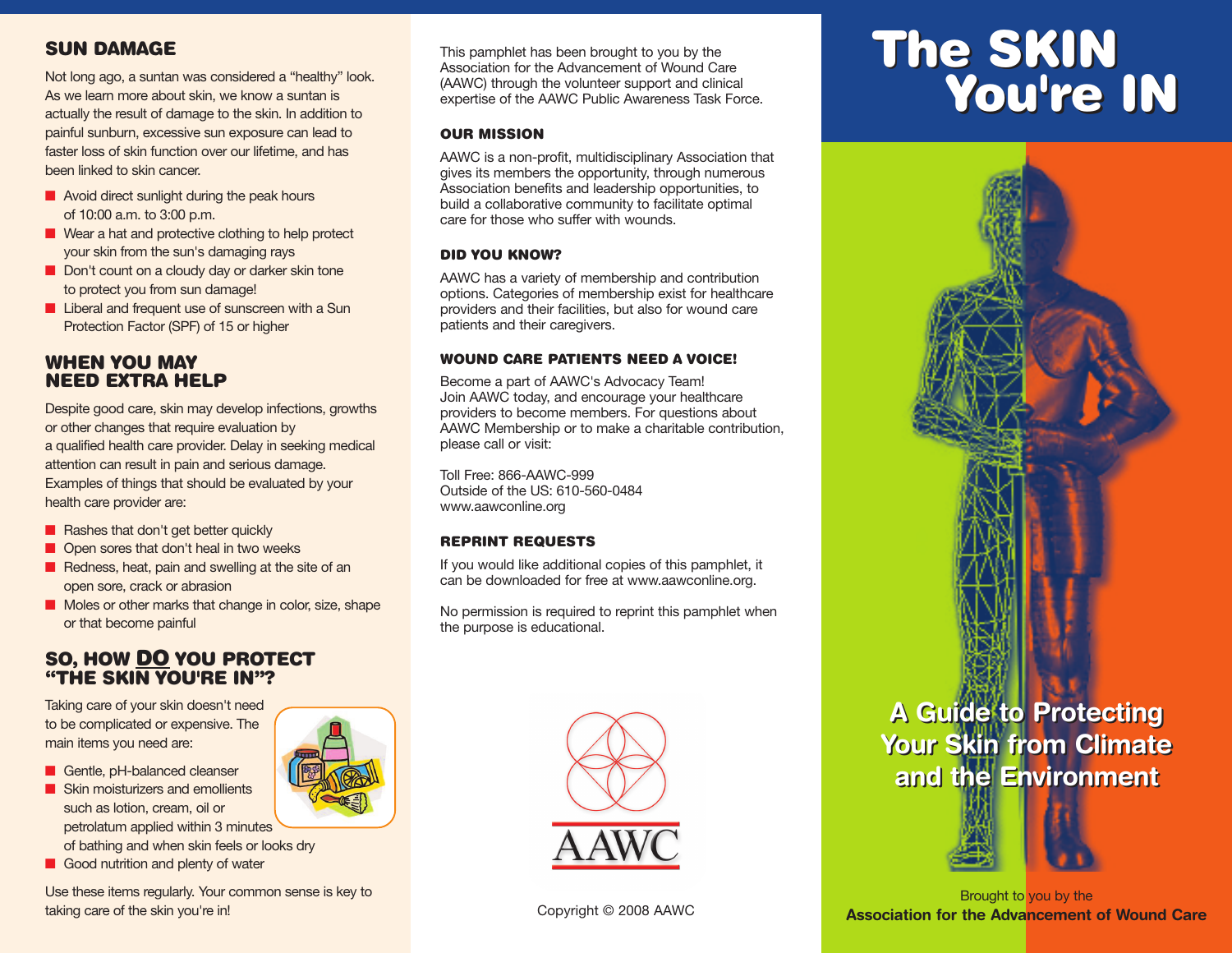## SUN DAMAGE

Not long ago, a suntan was considered a "healthy" look. As we learn more about skin, we know a suntan is actually the result of damage to the skin. In addition to painful sunburn, excessive sun exposure can lead to faster loss of skin function over our lifetime, and has been linked to skin cancer.

- Avoid direct sunlight during the peak hours of 10:00 a.m. to 3:00 p.m.
- Wear a hat and protective clothing to help protect your skin from the sun's damaging rays
- Don't count on a cloudy day or darker skin tone to protect you from sun damage!
- Liberal and frequent use of sunscreen with a Sun Protection Factor (SPF) of 15 or higher

## WHEN YOU MAY NEED EXTRA HELP

Despite good care, skin may develop infections, growths or other changes that require evaluation by a qualified health care provider. Delay in seeking medical attention can result in pain and serious damage. Examples of things that should be evaluated by your health care provider are:

- Rashes that don't get better quickly
- Open sores that don't heal in two weeks
- Redness, heat, pain and swelling at the site of an open sore, crack or abrasion
- Moles or other marks that change in color, size, shape or that become painful

## SO, HOW DO YOU PROTECT "THE SKIN YOU'RE IN"?

Taking care of your skin doesn't need to be complicated or expensive. The main items you need are:

- Gentle, pH-balanced cleanser
- Skin moisturizers and emollients such as lotion, cream, oil or petrolatum applied within 3 minutes of bathing and when skin feels or looks dry
- Good nutrition and plenty of water

Use these items regularly. Your common sense is key to taking care of the skin you're in!

This pamphlet has been brought to you by the Association for the Advancement of Wound Care (AAWC) through the volunteer support and clinical expertise of the AAWC Public Awareness Task Force.

### OUR MISSION

AAWC is a non-profit, multidisciplinary Association that gives its members the opportunity, through numerous Association benefits and leadership opportunities, to build a collaborative community to facilitate optimal care for those who suffer with wounds.

### DID YOU KNOW?

AAWC has a variety of membership and contribution options. Categories of membership exist for healthcare providers and their facilities, but also for wound care patients and their caregivers.

### WOUND CARE PATIENTS NEED A VOICE!

Become a part of AAWC's Advocacy Team!
Join AAWC today, and encourage your healthcare providers to become members. For questions about AAWC Membership or to make a charitable contribution, please call or visit:

Toll Free: 866-AAWC-999
Outside of the US: 610-560-0484
www.aawconline.org

### REPRINT REQUESTS

If you would like additional copies of this pamphlet, it can be downloaded for free at www.aawconline.org.

No permission is required to reprint this pamphlet when the purpose is educational.

AAWC

Copyright © 2008 AAWC

# The SKIN You're IN

## A Guide to Protecting Your Skin from Climate and the Environment

Brought to you by the
**Association for the Advancement of Wound Care**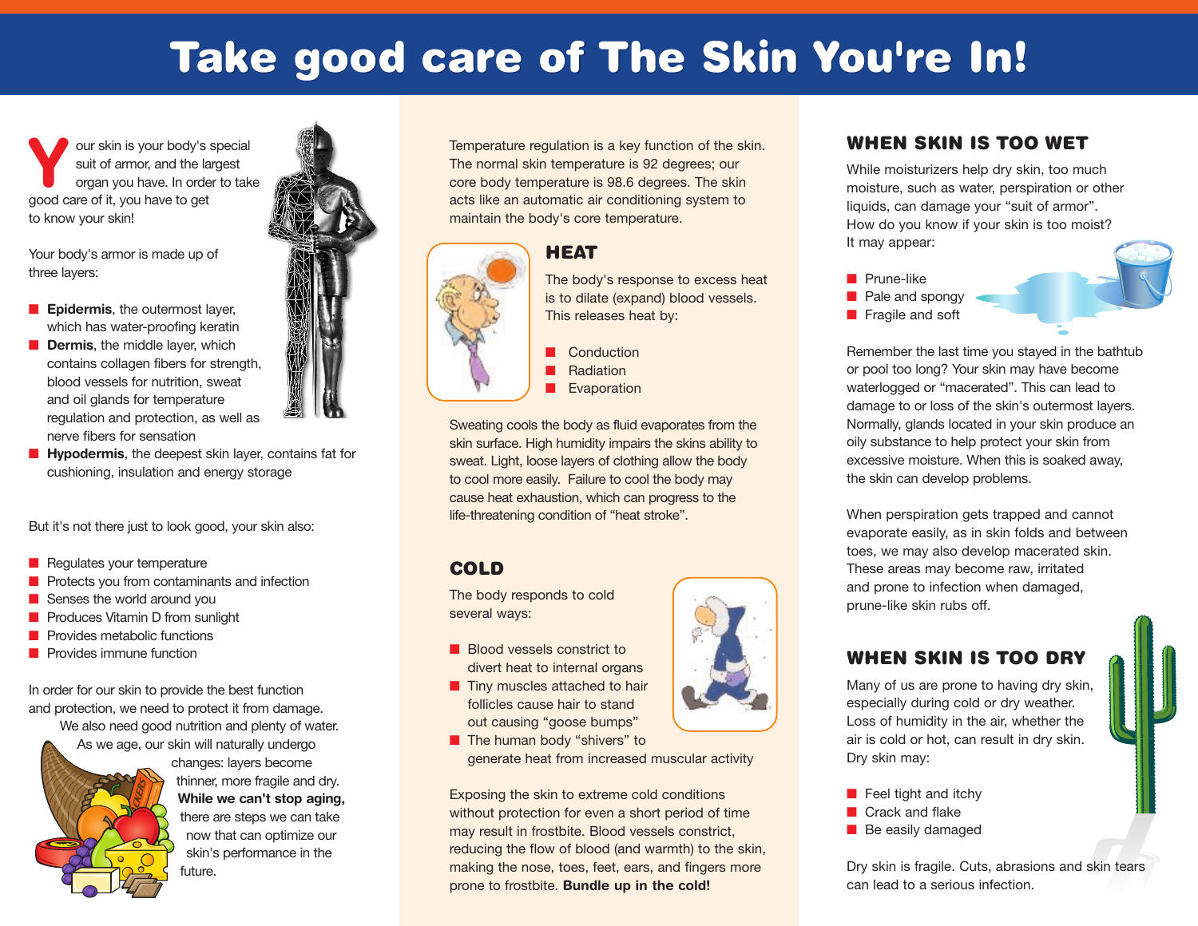# Take good care of The Skin You're In!

Your skin is your body's special suit of armor, and the largest organ you have. In order to take good care of it, you have to get to know your skin!

Your body's armor is made up of three layers:

- **Epidermis**, the outermost layer, which has water-proofing keratin
- **Dermis**, the middle layer, which contains collagen fibers for strength, blood vessels for nutrition, sweat and oil glands for temperature regulation and protection, as well as nerve fibers for sensation
- **Hypodermis**, the deepest skin layer, contains fat for cushioning, insulation and energy storage

But it's not there just to look good, your skin also:

- Regulates your temperature
- Protects you from contaminants and infection
- Senses the world around you
- Produces Vitamin D from sunlight
- Provides metabolic functions
- Provides immune function

In order for our skin to provide the best function and protection, we need to protect it from damage. We also need good nutrition and plenty of water. As we age, our skin will naturally undergo changes: layers become thinner, more fragile and dry. **While we can't stop aging,** there are steps we can take now that can optimize our skin's performance in the future.

Temperature regulation is a key function of the skin. The normal skin temperature is 92 degrees; our core body temperature is 98.6 degrees. The skin acts like an automatic air conditioning system to maintain the body's core temperature.

## HEAT

The body's response to excess heat is to dilate (expand) blood vessels. This releases heat by:

- Conduction
- Radiation
- Evaporation

Sweating cools the body as fluid evaporates from the skin surface. High humidity impairs the skins ability to sweat. Light, loose layers of clothing allow the body to cool more easily. Failure to cool the body may cause heat exhaustion, which can progress to the life-threatening condition of "heat stroke".

## COLD

The body responds to cold several ways:

- Blood vessels constrict to divert heat to internal organs
- Tiny muscles attached to hair follicles cause hair to stand out causing "goose bumps"
- The human body "shivers" to generate heat from increased muscular activity

Exposing the skin to extreme cold conditions without protection for even a short period of time may result in frostbite. Blood vessels constrict, reducing the flow of blood (and warmth) to the skin, making the nose, toes, feet, ears, and fingers more prone to frostbite. **Bundle up in the cold!**

## WHEN SKIN IS TOO WET

While moisturizers help dry skin, too much moisture, such as water, perspiration or other liquids, can damage your "suit of armor". How do you know if your skin is too moist? It may appear:

- Prune-like
- Pale and spongy
- Fragile and soft

Remember the last time you stayed in the bathtub or pool too long? Your skin may have become waterlogged or "macerated". This can lead to damage to or loss of the skin's outermost layers. Normally, glands located in your skin produce an oily substance to help protect your skin from excessive moisture. When this is soaked away, the skin can develop problems.

When perspiration gets trapped and cannot evaporate easily, as in skin folds and between toes, we may also develop macerated skin. These areas may become raw, irritated and prone to infection when damaged, prune-like skin rubs off.

## WHEN SKIN IS TOO DRY

Many of us are prone to having dry skin, especially during cold or dry weather. Loss of humidity in the air, whether the air is cold or hot, can result in dry skin. Dry skin may:

- Feel tight and itchy
- Crack and flake
- Be easily damaged

Dry skin is fragile. Cuts, abrasions and skin tears can lead to a serious infection.